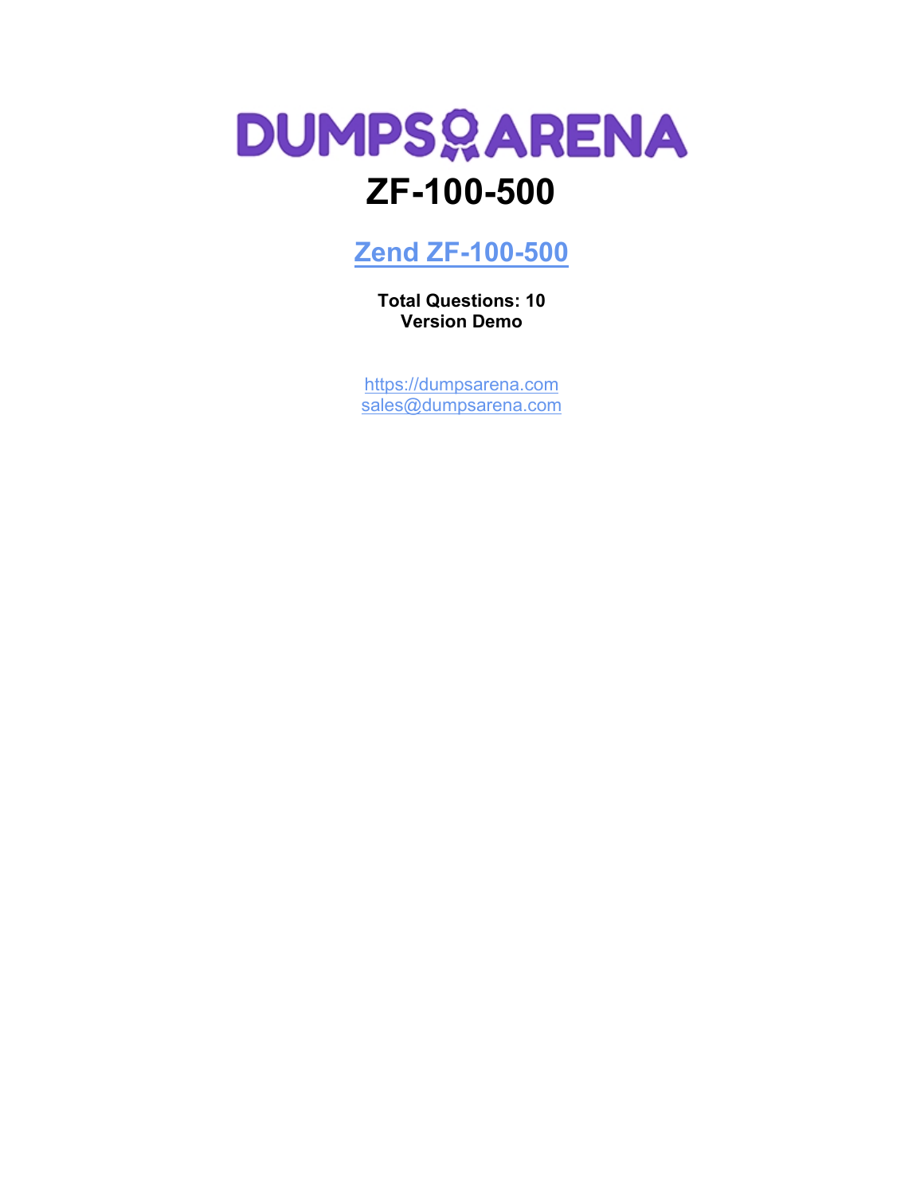# DUMPSARENA

# ZF-100-500

## [Zend ZF-100-500](https://dumpsarena.com)

**Total Questions: 10**
**Version Demo**

[https://dumpsarena.com](https://dumpsarena.com)
[sales@dumpsarena.com](mailto:sales@dumpsarena.com)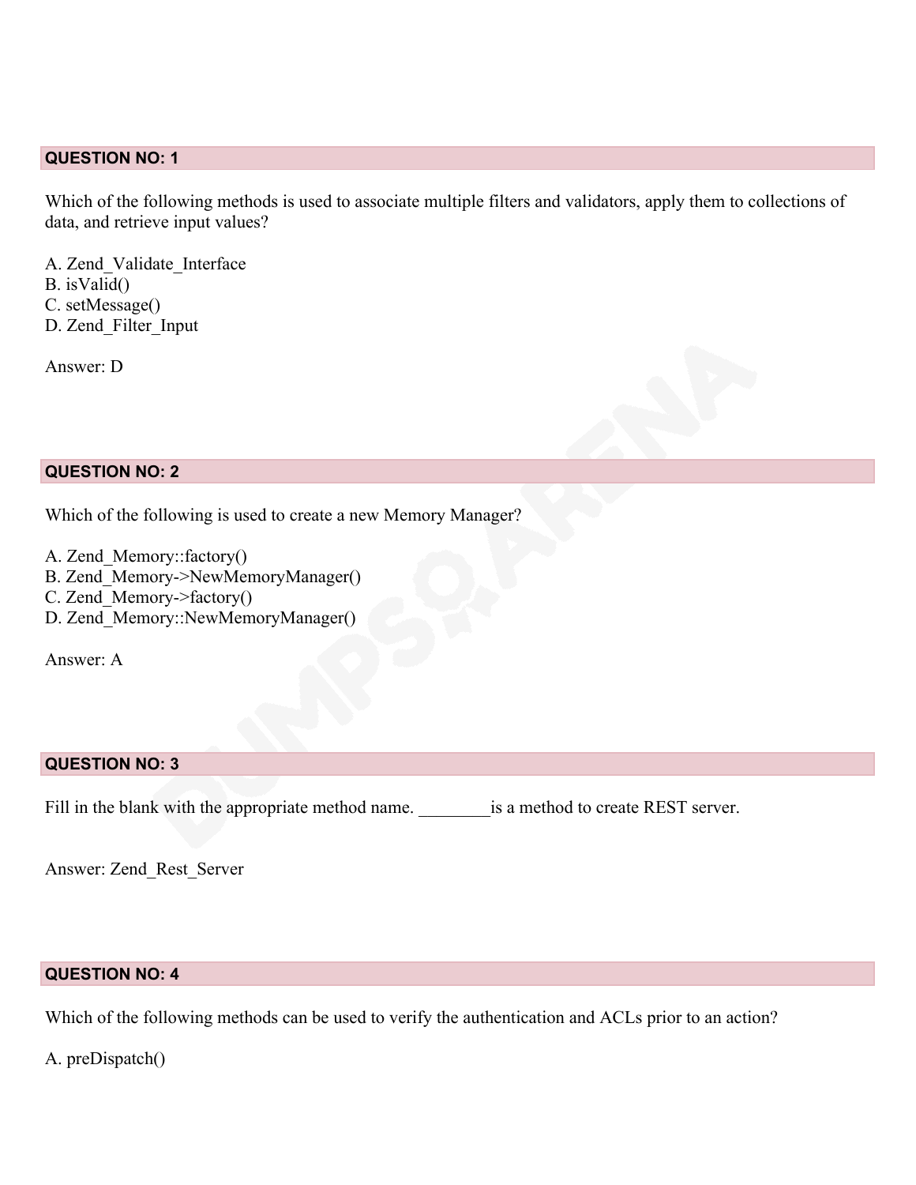## QUESTION NO: 1

Which of the following methods is used to associate multiple filters and validators, apply them to collections of data, and retrieve input values?

A. Zend_Validate_Interface
B. isValid()
C. setMessage()
D. Zend_Filter_Input

Answer: D

## QUESTION NO: 2

Which of the following is used to create a new Memory Manager?

A. Zend_Memory::factory()
B. Zend_Memory->NewMemoryManager()
C. Zend_Memory->factory()
D. Zend_Memory::NewMemoryManager()

Answer: A

## QUESTION NO: 3

Fill in the blank with the appropriate method name. ________is a method to create REST server.

Answer: Zend_Rest_Server

## QUESTION NO: 4

Which of the following methods can be used to verify the authentication and ACLs prior to an action?

A. preDispatch()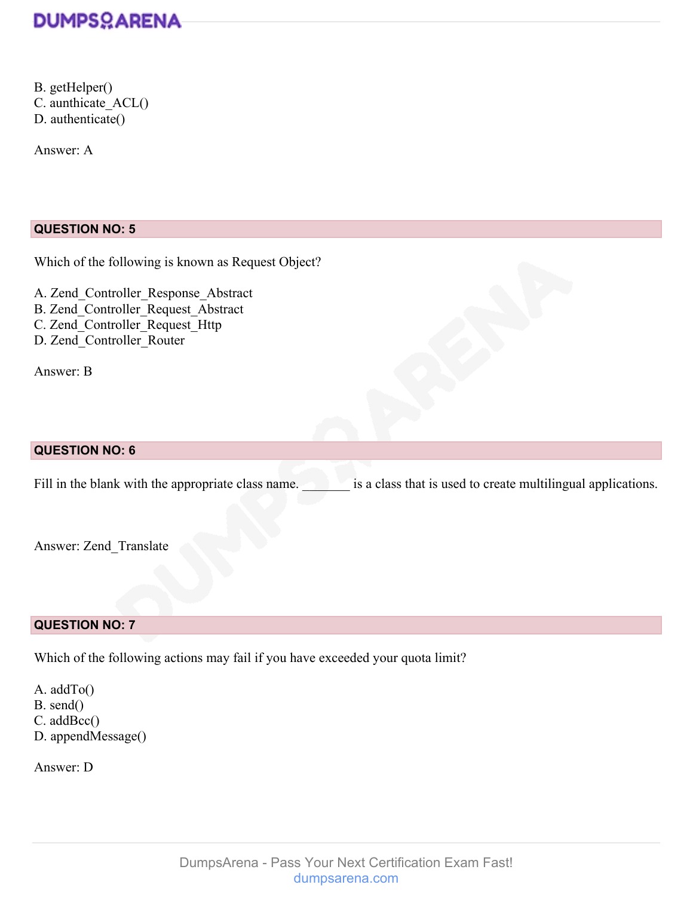B. getHelper()
C. aunthicate_ACL()
D. authenticate()

Answer: A

## QUESTION NO: 5

Which of the following is known as Request Object?

A. Zend_Controller_Response_Abstract
B. Zend_Controller_Request_Abstract
C. Zend_Controller_Request_Http
D. Zend_Controller_Router

Answer: B

## QUESTION NO: 6

Fill in the blank with the appropriate class name. _______ is a class that is used to create multilingual applications.

Answer: Zend_Translate

## QUESTION NO: 7

Which of the following actions may fail if you have exceeded your quota limit?

A. addTo()
B. send()
C. addBcc()
D. appendMessage()

Answer: D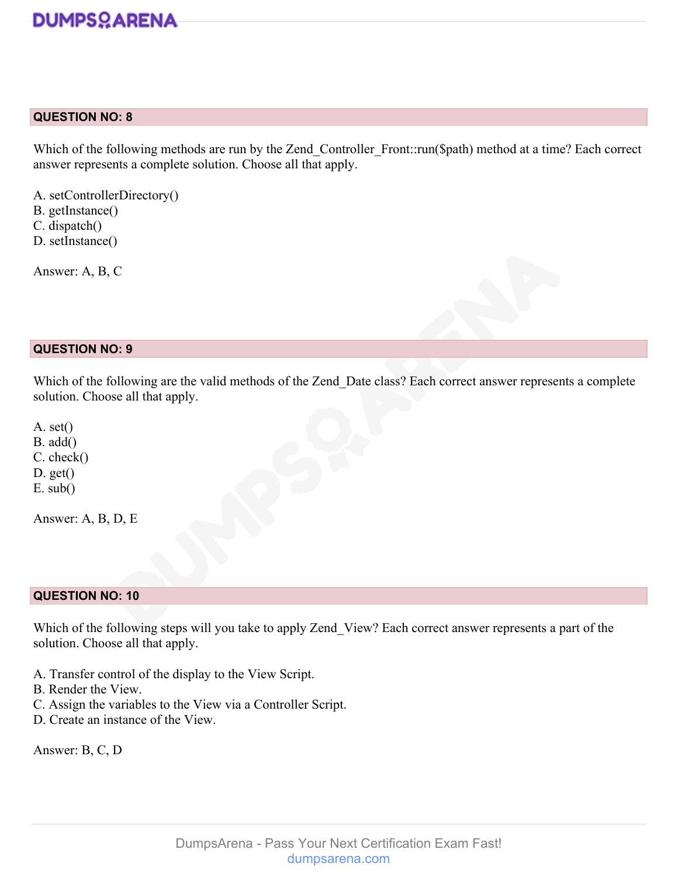## QUESTION NO: 8

Which of the following methods are run by the Zend_Controller_Front::run($path) method at a time? Each correct answer represents a complete solution. Choose all that apply.

A. setControllerDirectory()
B. getInstance()
C. dispatch()
D. setInstance()

Answer: A, B, C

## QUESTION NO: 9

Which of the following are the valid methods of the Zend_Date class? Each correct answer represents a complete solution. Choose all that apply.

A. set()
B. add()
C. check()
D. get()
E. sub()

Answer: A, B, D, E

## QUESTION NO: 10

Which of the following steps will you take to apply Zend_View? Each correct answer represents a part of the solution. Choose all that apply.

A. Transfer control of the display to the View Script.
B. Render the View.
C. Assign the variables to the View via a Controller Script.
D. Create an instance of the View.

Answer: B, C, D